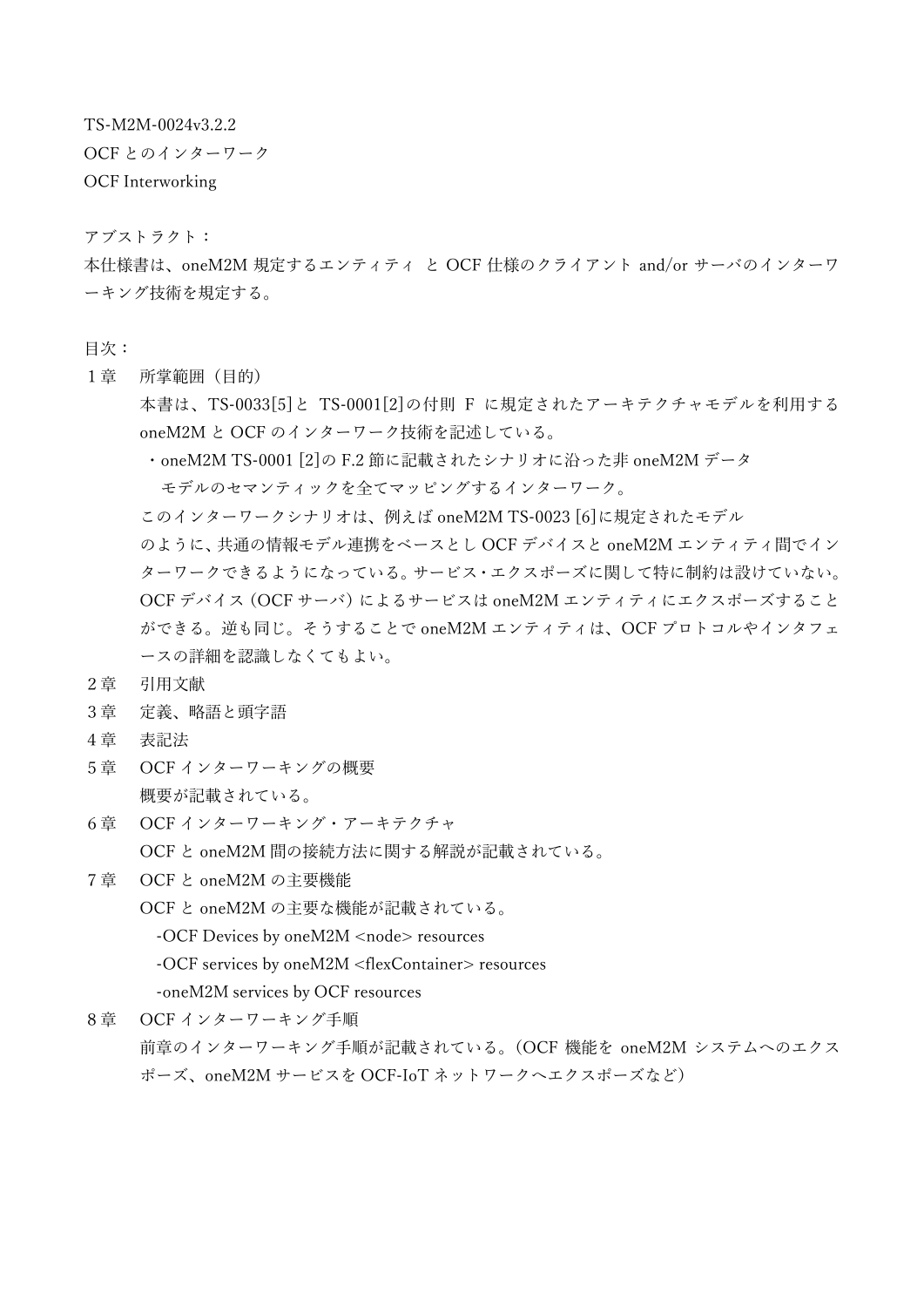TS-M2M-0024v3.2.2

OCF とのインターワーク

OCF Interworking

アブストラクト：

本仕様書は、oneM2M 規定するエンティティ と OCF 仕様のクライアント and/or サーバのインターワーキング技術を規定する。

目次：

１章　所掌範囲（目的）

本書は、TS-0033[5]と TS-0001[2]の付則 F に規定されたアーキテクチャモデルを利用する oneM2M と OCF のインターワーク技術を記述している。

・oneM2M TS-0001 [2]の F.2 節に記載されたシナリオに沿った非 oneM2M データモデルのセマンティックを全てマッピングするインターワーク。

このインターワークシナリオは、例えば oneM2M TS-0023 [6]に規定されたモデルのように、共通の情報モデル連携をベースとし OCF デバイスと oneM2M エンティティ間でインターワークできるようになっている。サービス・エクスポーズに関して特に制約は設けていない。OCF デバイス（OCF サーバ）によるサービスは oneM2M エンティティにエクスポーズすることができる。逆も同じ。そうすることで oneM2M エンティティは、OCF プロトコルやインタフェースの詳細を認識しなくてもよい。

２章　引用文献

３章　定義、略語と頭字語

４章　表記法

５章　OCF インターワーキングの概要

概要が記載されている。

６章　OCF インターワーキング・アーキテクチャ

OCF と oneM2M 間の接続方法に関する解説が記載されている。

７章　OCF と oneM2M の主要機能

OCF と oneM2M の主要な機能が記載されている。

-OCF Devices by oneM2M <node> resources

-OCF services by oneM2M <flexContainer> resources

-oneM2M services by OCF resources

８章　OCF インターワーキング手順

前章のインターワーキング手順が記載されている。（OCF 機能を oneM2M システムへのエクスポーズ、oneM2M サービスを OCF-IoT ネットワークへエクスポーズなど）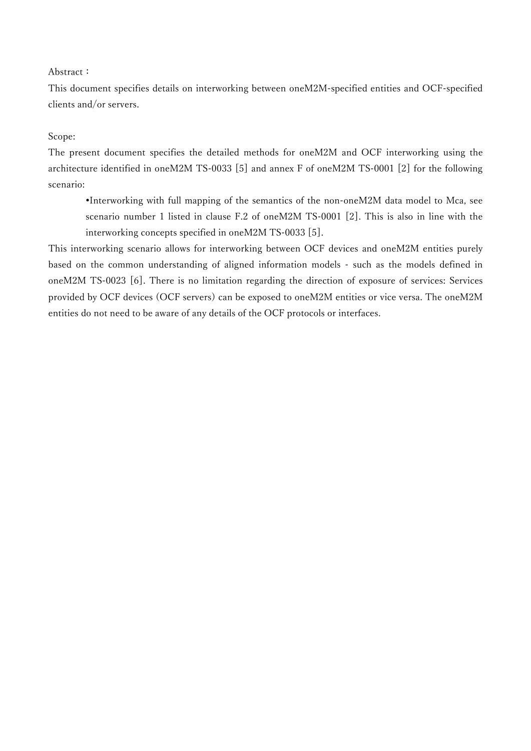Abstract：

This document specifies details on interworking between oneM2M-specified entities and OCF-specified clients and/or servers.

Scope:

The present document specifies the detailed methods for oneM2M and OCF interworking using the architecture identified in oneM2M TS-0033 [5] and annex F of oneM2M TS-0001 [2] for the following scenario:

- Interworking with full mapping of the semantics of the non-oneM2M data model to Mca, see scenario number 1 listed in clause F.2 of oneM2M TS-0001 [2]. This is also in line with the interworking concepts specified in oneM2M TS-0033 [5].

This interworking scenario allows for interworking between OCF devices and oneM2M entities purely based on the common understanding of aligned information models - such as the models defined in oneM2M TS-0023 [6]. There is no limitation regarding the direction of exposure of services: Services provided by OCF devices (OCF servers) can be exposed to oneM2M entities or vice versa. The oneM2M entities do not need to be aware of any details of the OCF protocols or interfaces.